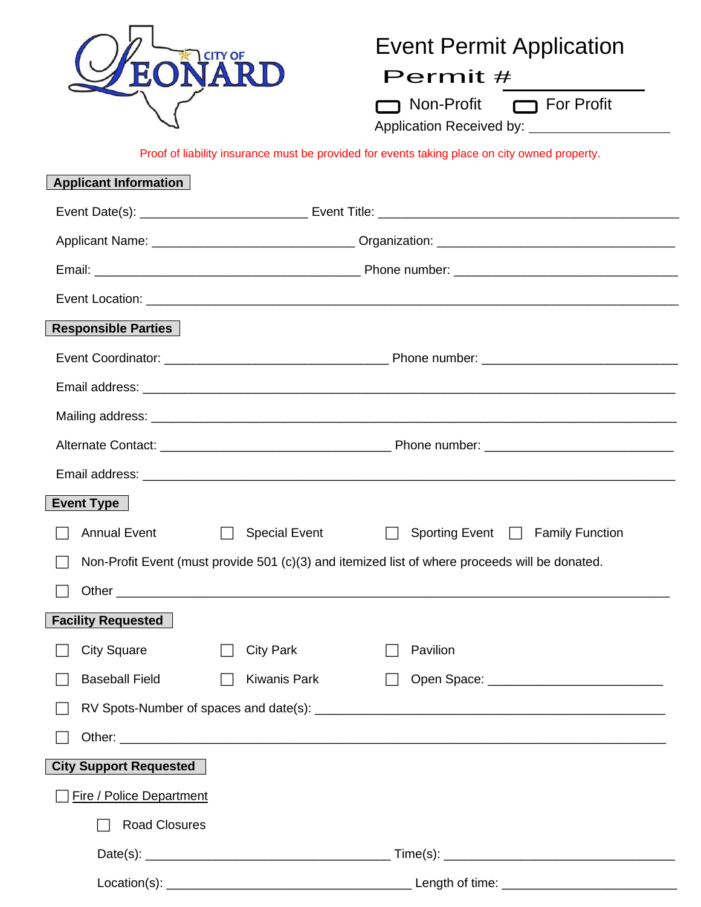CITY OF LEONARD

# Event Permit Application

Permit # ____________

☐ Non-Profit ☐ For Profit

Application Received by: ____________________

Proof of liability insurance must be provided for events taking place on city owned property.

## Applicant Information

Event Date(s): ________________________ Event Title: ____________________________________________

Applicant Name: ______________________________ Organization: ____________________________________

Email: ______________________________________ Phone number: _________________________________

Event Location: ____________________________________________________________________________

## Responsible Parties

Event Coordinator: ________________________________ Phone number: _____________________________

Email address: _____________________________________________________________________________

Mailing address: ____________________________________________________________________________

Alternate Contact: _________________________________ Phone number: ____________________________

Email address: _____________________________________________________________________________

## Event Type

☐ Annual Event ☐ Special Event ☐ Sporting Event ☐ Family Function

☐ Non-Profit Event (must provide 501 (c)(3) and itemized list of where proceeds will be donated.

☐ Other ___________________________________________________________________________________

## Facility Requested

☐ City Square ☐ City Park ☐ Pavilion

☐ Baseball Field ☐ Kiwanis Park ☐ Open Space: __________________________

☐ RV Spots-Number of spaces and date(s): _____________________________________________________

☐ Other: __________________________________________________________________________________

## City Support Requested

☐ Fire / Police Department

☐ Road Closures

Date(s): ___________________________________ Time(s): ___________________________________

Location(s): ___________________________________ Length of time: __________________________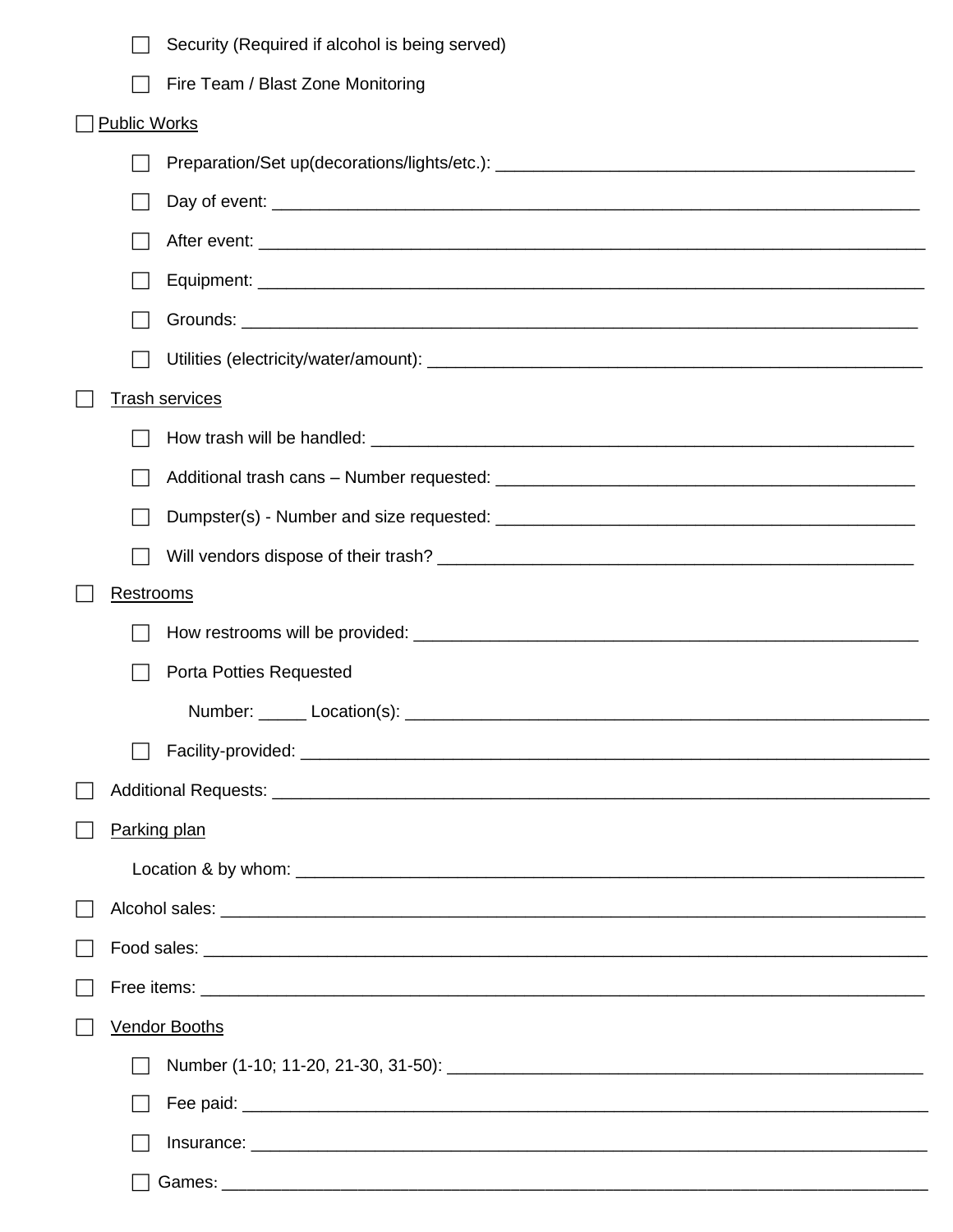- ☐ Security (Required if alcohol is being served)
- ☐ Fire Team / Blast Zone Monitoring

☐ <u>Public Works</u>

- ☐ Preparation/Set up(decorations/lights/etc.): ____________________________________________
- ☐ Day of event: ______________________________________________________________________
- ☐ After event: _______________________________________________________________________
- ☐ Equipment: _______________________________________________________________________
- ☐ Grounds: _________________________________________________________________________
- ☐ Utilities (electricity/water/amount): _____________________________________________________

☐ <u>Trash services</u>

- ☐ How trash will be handled: ___________________________________________________________
- ☐ Additional trash cans – Number requested: _____________________________________________
- ☐ Dumpster(s) - Number and size requested: _____________________________________________
- ☐ Will vendors dispose of their trash? ___________________________________________________

☐ <u>Restrooms</u>

- ☐ How restrooms will be provided: _____________________________________________________
- ☐ Porta Potties Requested

  Number: _____ Location(s): ____________________________________________________

- ☐ Facility-provided: __________________________________________________________________

☐ Additional Requests: ____________________________________________________________________

☐ <u>Parking plan</u>

Location & by whom: _____________________________________________________________

☐ Alcohol sales: ________________________________________________________________________

☐ Food sales: _________________________________________________________________________

☐ Free items: __________________________________________________________________________

☐ <u>Vendor Booths</u>

- ☐ Number (1-10; 11-20, 21-30, 31-50): __________________________________________________
- ☐ Fee paid: __________________________________________________________________________
- ☐ Insurance: _________________________________________________________________________
- ☐ Games: ____________________________________________________________________________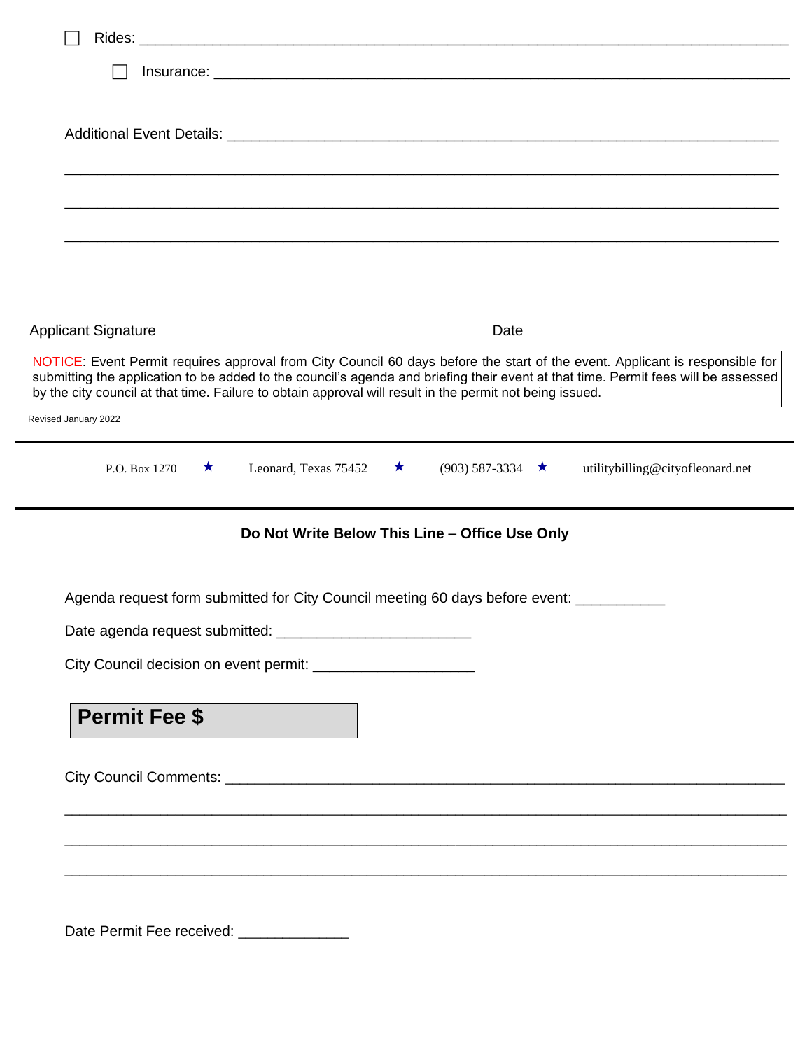☐ Rides: ______________________________________________________________________

☐ Insurance: ______________________________________________________________________

Additional Event Details: ______________________________________________________________

______________________________________________________________________________

______________________________________________________________________________

______________________________________________________________________________

______________________________________________ ______________________________

Applicant Signature                                                                                   Date

NOTICE: Event Permit requires approval from City Council 60 days before the start of the event. Applicant is responsible for submitting the application to be added to the council's agenda and briefing their event at that time. Permit fees will be assessed by the city council at that time. Failure to obtain approval will result in the permit not being issued.

Revised January 2022

P.O. Box 1270 ★ Leonard, Texas 75452 ★ (903) 587-3334 ★ utilitybilling@cityofleonard.net

**Do Not Write Below This Line – Office Use Only**

Agenda request form submitted for City Council meeting 60 days before event: ___________

Date agenda request submitted: _______________________

City Council decision on event permit: ___________________

**Permit Fee $**

City Council Comments: ______________________________________________________________

______________________________________________________________________________

______________________________________________________________________________

______________________________________________________________________________

Date Permit Fee received: _____________